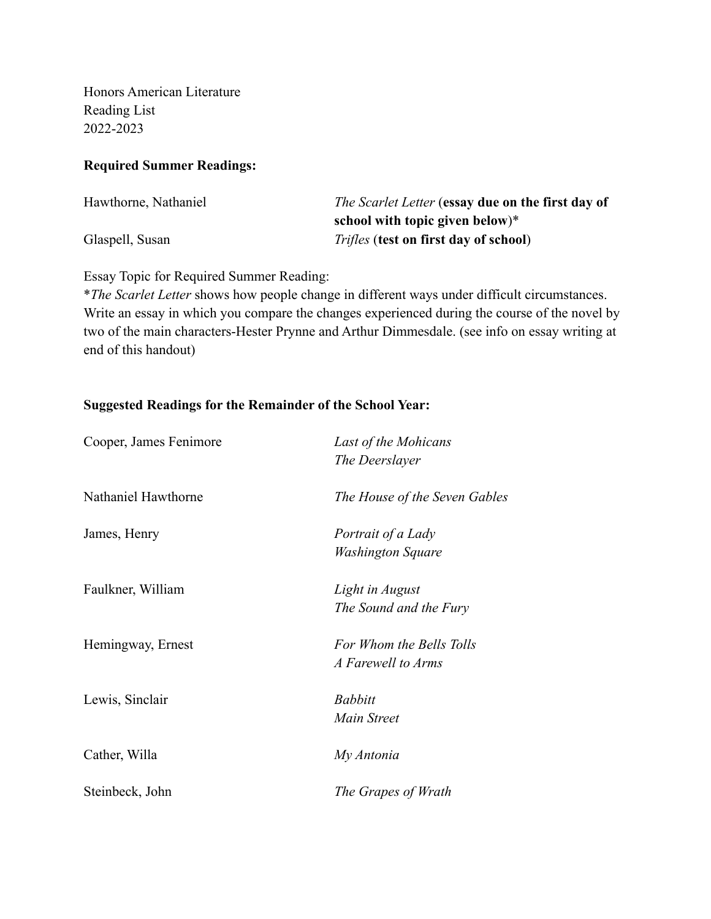Honors American Literature
Reading List
2022-2023

**Required Summer Readings:**

| | |
|---|---|
| Hawthorne, Nathaniel | *The Scarlet Letter* (**essay due on the first day of school with topic given below**)* |
| Glaspell, Susan | *Trifles* (**test on first day of school**) |

Essay Topic for Required Summer Reading:
**The Scarlet Letter* shows how people change in different ways under difficult circumstances. Write an essay in which you compare the changes experienced during the course of the novel by two of the main characters-Hester Prynne and Arthur Dimmesdale. (see info on essay writing at end of this handout)

**Suggested Readings for the Remainder of the School Year:**

| | |
|---|---|
| Cooper, James Fenimore | *Last of the Mohicans*<br>*The Deerslayer* |
| Nathaniel Hawthorne | *The House of the Seven Gables* |
| James, Henry | *Portrait of a Lady*<br>*Washington Square* |
| Faulkner, William | *Light in August*<br>*The Sound and the Fury* |
| Hemingway, Ernest | *For Whom the Bells Tolls*<br>*A Farewell to Arms* |
| Lewis, Sinclair | *Babbitt*<br>*Main Street* |
| Cather, Willa | *My Antonia* |
| Steinbeck, John | *The Grapes of Wrath* |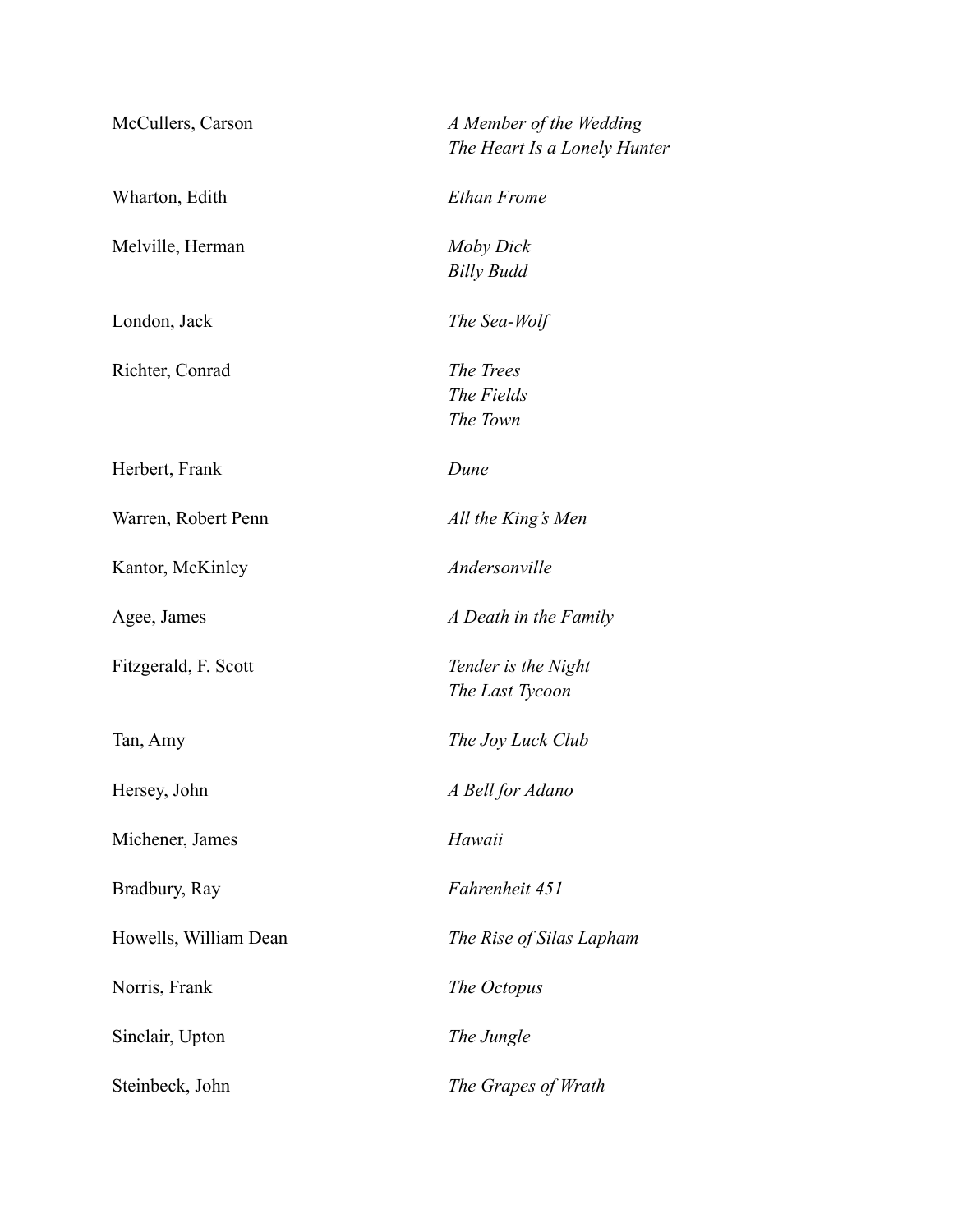| | |
|---|---|
| McCullers, Carson | *A Member of the Wedding*<br>*The Heart Is a Lonely Hunter* |
| Wharton, Edith | *Ethan Frome* |
| Melville, Herman | *Moby Dick*<br>*Billy Budd* |
| London, Jack | *The Sea-Wolf* |
| Richter, Conrad | *The Trees*<br>*The Fields*<br>*The Town* |
| Herbert, Frank | *Dune* |
| Warren, Robert Penn | *All the King's Men* |
| Kantor, McKinley | *Andersonville* |
| Agee, James | *A Death in the Family* |
| Fitzgerald, F. Scott | *Tender is the Night*<br>*The Last Tycoon* |
| Tan, Amy | *The Joy Luck Club* |
| Hersey, John | *A Bell for Adano* |
| Michener, James | *Hawaii* |
| Bradbury, Ray | *Fahrenheit 451* |
| Howells, William Dean | *The Rise of Silas Lapham* |
| Norris, Frank | *The Octopus* |
| Sinclair, Upton | *The Jungle* |
| Steinbeck, John | *The Grapes of Wrath* |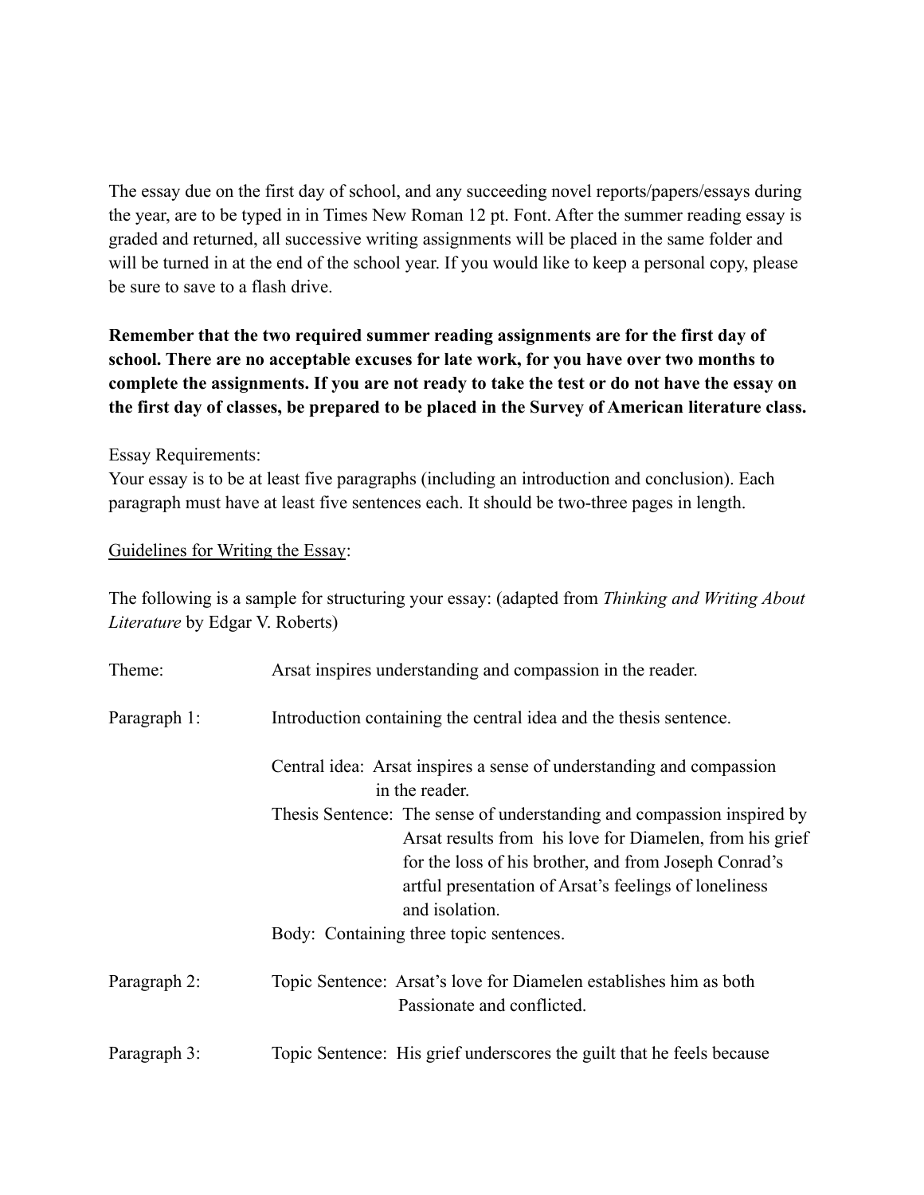The essay due on the first day of school, and any succeeding novel reports/papers/essays during the year, are to be typed in in Times New Roman 12 pt. Font. After the summer reading essay is graded and returned, all successive writing assignments will be placed in the same folder and will be turned in at the end of the school year. If you would like to keep a personal copy, please be sure to save to a flash drive.

**Remember that the two required summer reading assignments are for the first day of school. There are no acceptable excuses for late work, for you have over two months to complete the assignments. If you are not ready to take the test or do not have the essay on the first day of classes, be prepared to be placed in the Survey of American literature class.**

Essay Requirements:
Your essay is to be at least five paragraphs (including an introduction and conclusion). Each paragraph must have at least five sentences each. It should be two-three pages in length.

<u>Guidelines for Writing the Essay</u>:

The following is a sample for structuring your essay: (adapted from *Thinking and Writing About Literature* by Edgar V. Roberts)

Theme: Arsat inspires understanding and compassion in the reader.

Paragraph 1: Introduction containing the central idea and the thesis sentence.

Central idea: Arsat inspires a sense of understanding and compassion in the reader.

Thesis Sentence: The sense of understanding and compassion inspired by Arsat results from his love for Diamelen, from his grief for the loss of his brother, and from Joseph Conrad's artful presentation of Arsat's feelings of loneliness and isolation.

Body: Containing three topic sentences.

Paragraph 2: Topic Sentence: Arsat's love for Diamelen establishes him as both Passionate and conflicted.

Paragraph 3: Topic Sentence: His grief underscores the guilt that he feels because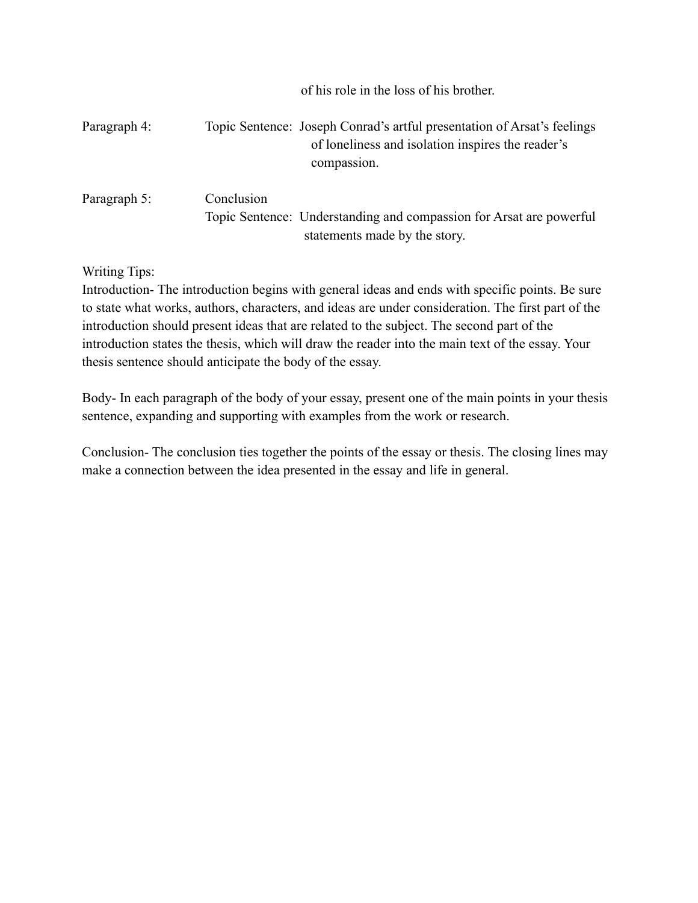of his role in the loss of his brother.

Paragraph 4: Topic Sentence: Joseph Conrad's artful presentation of Arsat's feelings of loneliness and isolation inspires the reader's compassion.

Paragraph 5: Conclusion
Topic Sentence: Understanding and compassion for Arsat are powerful statements made by the story.

Writing Tips:

Introduction- The introduction begins with general ideas and ends with specific points. Be sure to state what works, authors, characters, and ideas are under consideration. The first part of the introduction should present ideas that are related to the subject. The second part of the introduction states the thesis, which will draw the reader into the main text of the essay. Your thesis sentence should anticipate the body of the essay.

Body- In each paragraph of the body of your essay, present one of the main points in your thesis sentence, expanding and supporting with examples from the work or research.

Conclusion- The conclusion ties together the points of the essay or thesis. The closing lines may make a connection between the idea presented in the essay and life in general.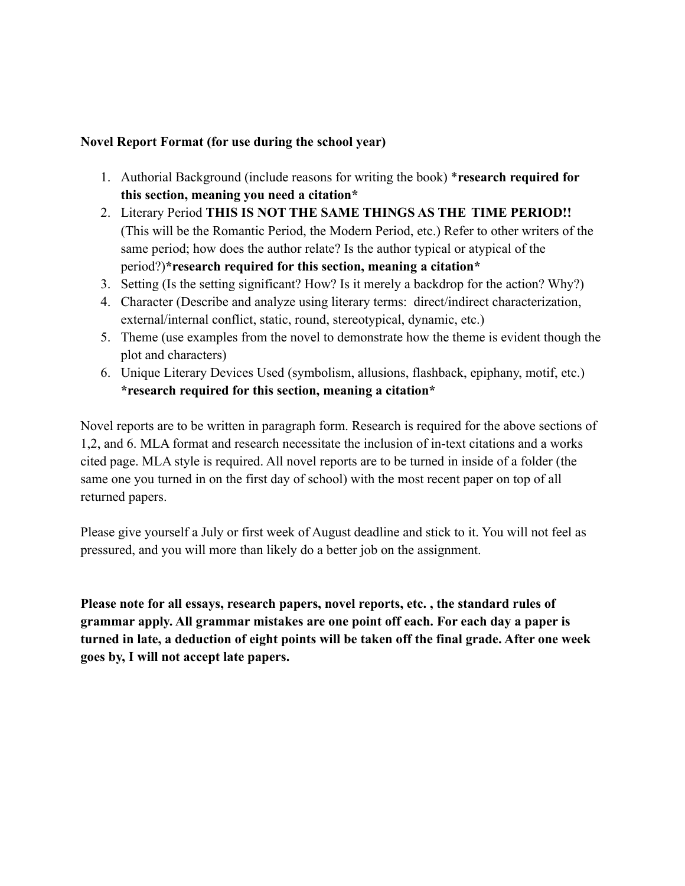**Novel Report Format (for use during the school year)**

1. Authorial Background (include reasons for writing the book) ***research required for this section, meaning you need a citation***
2. Literary Period **THIS IS NOT THE SAME THINGS AS THE TIME PERIOD!!** (This will be the Romantic Period, the Modern Period, etc.) Refer to other writers of the same period; how does the author relate? Is the author typical or atypical of the period?)***research required for this section, meaning a citation***
3. Setting (Is the setting significant? How? Is it merely a backdrop for the action? Why?)
4. Character (Describe and analyze using literary terms: direct/indirect characterization, external/internal conflict, static, round, stereotypical, dynamic, etc.)
5. Theme (use examples from the novel to demonstrate how the theme is evident though the plot and characters)
6. Unique Literary Devices Used (symbolism, allusions, flashback, epiphany, motif, etc.) ***research required for this section, meaning a citation***

Novel reports are to be written in paragraph form. Research is required for the above sections of 1,2, and 6. MLA format and research necessitate the inclusion of in-text citations and a works cited page. MLA style is required. All novel reports are to be turned in inside of a folder (the same one you turned in on the first day of school) with the most recent paper on top of all returned papers.

Please give yourself a July or first week of August deadline and stick to it. You will not feel as pressured, and you will more than likely do a better job on the assignment.

**Please note for all essays, research papers, novel reports, etc. , the standard rules of grammar apply. All grammar mistakes are one point off each. For each day a paper is turned in late, a deduction of eight points will be taken off the final grade. After one week goes by, I will not accept late papers.**